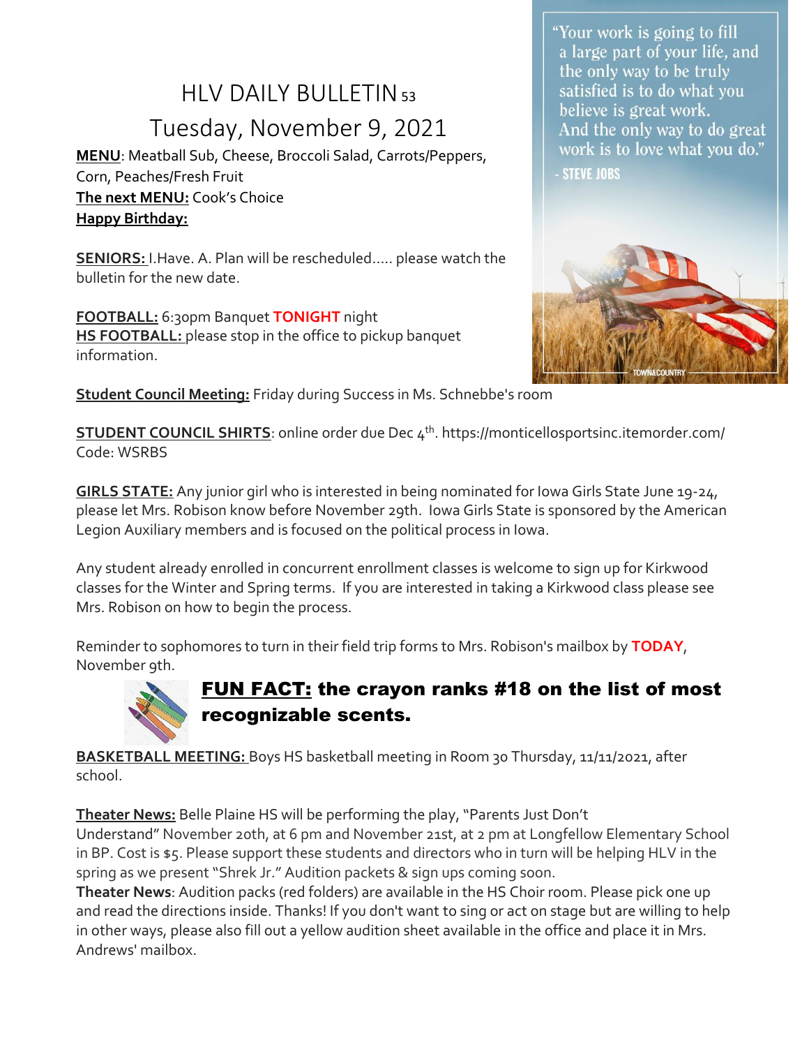# HLV DAILY BULLETIN 53

## Tuesday, November 9, 2021

**MENU**: Meatball Sub, Cheese, Broccoli Salad, Carrots/Peppers, Corn, Peaches/Fresh Fruit

**The next MENU:** Cook's Choice

**Happy Birthday:**

"Your work is going to fill a large part of your life, and the only way to be truly satisfied is to do what you believe is great work. And the only way to do great work is to love what you do."

- STEVE JOBS

**SENIORS:** I.Have. A. Plan will be rescheduled..... please watch the bulletin for the new date.

**FOOTBALL:** 6:30pm Banquet **TONIGHT** night

**HS FOOTBALL:** please stop in the office to pickup banquet information.

**Student Council Meeting:** Friday during Success in Ms. Schnebbe's room

**STUDENT COUNCIL SHIRTS**: online order due Dec $4^{th}$. https://monticellosportsinc.itemorder.com/ Code: WSRBS

**GIRLS STATE:** Any junior girl who is interested in being nominated for Iowa Girls State June 19-24, please let Mrs. Robison know before November 29th. Iowa Girls State is sponsored by the American Legion Auxiliary members and is focused on the political process in Iowa.

Any student already enrolled in concurrent enrollment classes is welcome to sign up for Kirkwood classes for the Winter and Spring terms. If you are interested in taking a Kirkwood class please see Mrs. Robison on how to begin the process.

Reminder to sophomores to turn in their field trip forms to Mrs. Robison's mailbox by **TODAY**, November 9th.

**FUN FACT: the crayon ranks #18 on the list of most recognizable scents.**

**BASKETBALL MEETING:** Boys HS basketball meeting in Room 30 Thursday, 11/11/2021, after school.

**Theater News:** Belle Plaine HS will be performing the play, "Parents Just Don't Understand" November 20th, at 6 pm and November 21st, at 2 pm at Longfellow Elementary School in BP. Cost is $5. Please support these students and directors who in turn will be helping HLV in the spring as we present "Shrek Jr." Audition packets & sign ups coming soon.

**Theater News**: Audition packs (red folders) are available in the HS Choir room. Please pick one up and read the directions inside. Thanks! If you don't want to sing or act on stage but are willing to help in other ways, please also fill out a yellow audition sheet available in the office and place it in Mrs. Andrews' mailbox.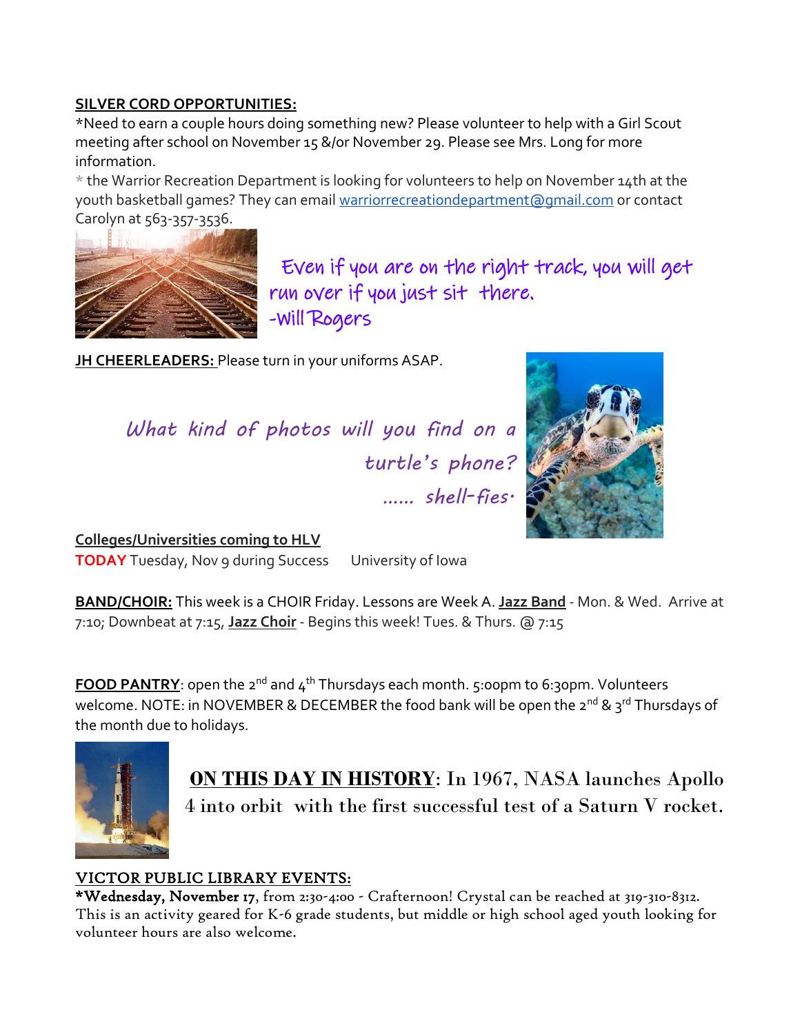**SILVER CORD OPPORTUNITIES:**

*Need to earn a couple hours doing something new? Please volunteer to help with a Girl Scout meeting after school on November 15 &/or November 29. Please see Mrs. Long for more information.

* the Warrior Recreation Department is looking for volunteers to help on November 14th at the youth basketball games? They can email warriorrecreationdepartment@gmail.com or contact Carolyn at 563-357-3536.

Even if you are on the right track, you will get run over if you just sit there.
-Will Rogers

**JH CHEERLEADERS:** Please turn in your uniforms ASAP.

*What kind of photos will you find on a turtle's phone?*
*...... shell-fies.*

**Colleges/Universities coming to HLV**

**TODAY** Tuesday, Nov 9 during Success University of Iowa

**BAND/CHOIR:** This week is a CHOIR Friday. Lessons are Week A. **Jazz Band** - Mon. & Wed. Arrive at 7:10; Downbeat at 7:15, **Jazz Choir** - Begins this week! Tues. & Thurs. @ 7:15

**FOOD PANTRY**: open the 2nd and 4th Thursdays each month. 5:00pm to 6:30pm. Volunteers welcome. NOTE: in NOVEMBER & DECEMBER the food bank will be open the 2nd & 3rd Thursdays of the month due to holidays.

**ON THIS DAY IN HISTORY**: In 1967, NASA launches Apollo 4 into orbit with the first successful test of a Saturn V rocket.

**VICTOR PUBLIC LIBRARY EVENTS:**

***Wednesday, November 17**, from 2:30-4:00 - Crafternoon! Crystal can be reached at 319-310-8312. This is an activity geared for K-6 grade students, but middle or high school aged youth looking for volunteer hours are also welcome.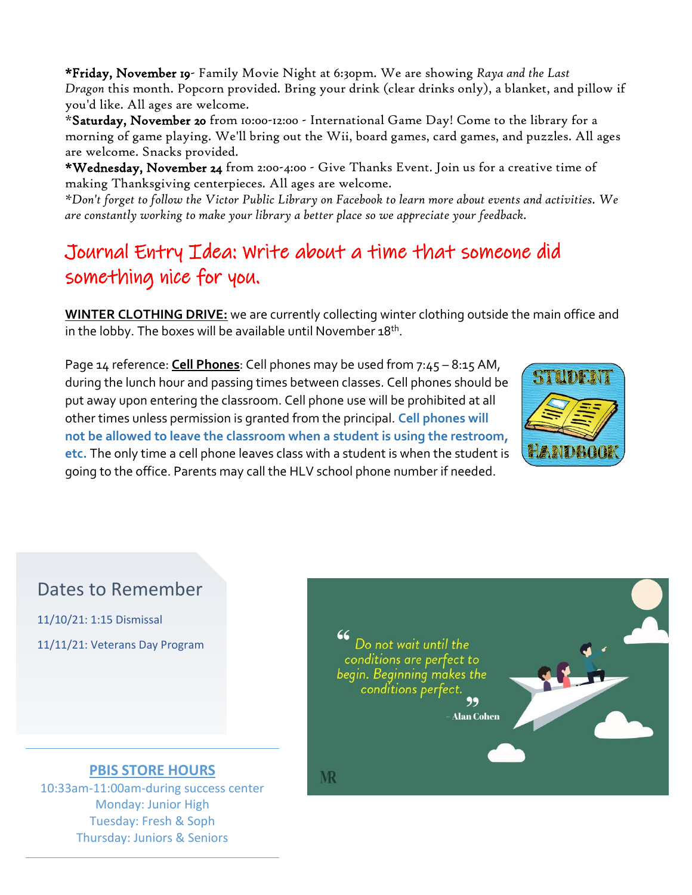*Friday, November 19- Family Movie Night at 6:30pm. We are showing *Raya and the Last Dragon* this month. Popcorn provided. Bring your drink (clear drinks only), a blanket, and pillow if you'd like. All ages are welcome.

*Saturday, November 20 from 10:00-12:00 - International Game Day! Come to the library for a morning of game playing. We'll bring out the Wii, board games, card games, and puzzles. All ages are welcome. Snacks provided.

*Wednesday, November 24 from 2:00-4:00 - Give Thanks Event. Join us for a creative time of making Thanksgiving centerpieces. All ages are welcome.

**Don't forget to follow the Victor Public Library on Facebook to learn more about events and activities. We are constantly working to make your library a better place so we appreciate your feedback.*

## Journal Entry Idea: Write about a time that someone did something nice for you.

**WINTER CLOTHING DRIVE:** we are currently collecting winter clothing outside the main office and in the lobby. The boxes will be available until November 18th.

Page 14 reference: **Cell Phones**: Cell phones may be used from 7:45 – 8:15 AM, during the lunch hour and passing times between classes. Cell phones should be put away upon entering the classroom. Cell phone use will be prohibited at all other times unless permission is granted from the principal. **Cell phones will not be allowed to leave the classroom when a student is using the restroom, etc.** The only time a cell phone leaves class with a student is when the student is going to the office. Parents may call the HLV school phone number if needed.

STUDENT HANDBOOK

## Dates to Remember

11/10/21: 1:15 Dismissal

11/11/21: Veterans Day Program

"Do not wait until the conditions are perfect to begin. Beginning makes the conditions perfect."
– Alan Cohen

### PBIS STORE HOURS

10:33am-11:00am-during success center

Monday: Junior High

Tuesday: Fresh & Soph

Thursday: Juniors & Seniors